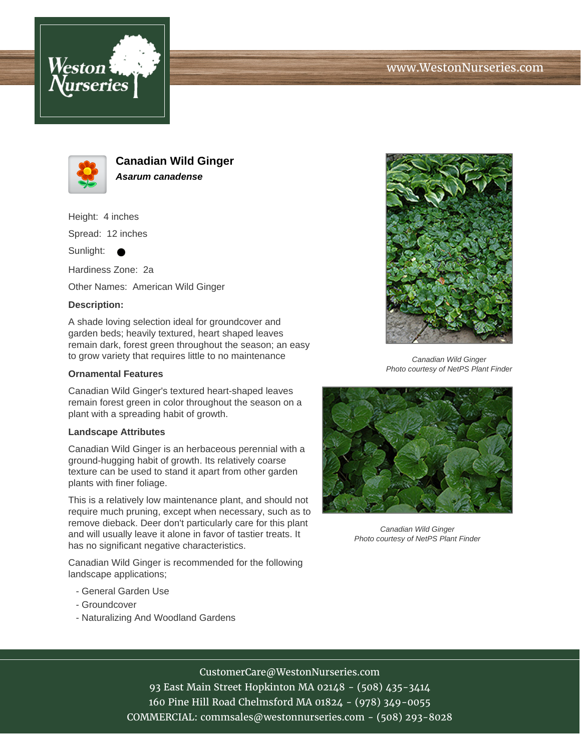# Canadian Wild Ginger

***Asarum canadense***

Height: 4 inches

Spread: 12 inches

Sunlight: ●

Hardiness Zone: 2a

Other Names: American Wild Ginger

**Description:**

A shade loving selection ideal for groundcover and garden beds; heavily textured, heart shaped leaves remain dark, forest green throughout the season; an easy to grow variety that requires little to no maintenance

**Ornamental Features**

Canadian Wild Ginger's textured heart-shaped leaves remain forest green in color throughout the season on a plant with a spreading habit of growth.

**Landscape Attributes**

Canadian Wild Ginger is an herbaceous perennial with a ground-hugging habit of growth. Its relatively coarse texture can be used to stand it apart from other garden plants with finer foliage.

This is a relatively low maintenance plant, and should not require much pruning, except when necessary, such as to remove dieback. Deer don't particularly care for this plant and will usually leave it alone in favor of tastier treats. It has no significant negative characteristics.

Canadian Wild Ginger is recommended for the following landscape applications;

- General Garden Use
- Groundcover
- Naturalizing And Woodland Gardens

*Canadian Wild Ginger*
*Photo courtesy of NetPS Plant Finder*

*Canadian Wild Ginger*
*Photo courtesy of NetPS Plant Finder*

CustomerCare@WestonNurseries.com
93 East Main Street Hopkinton MA 02148 - (508) 435-3414
160 Pine Hill Road Chelmsford MA 01824 - (978) 349-0055
COMMERCIAL: commsales@westonnurseries.com - (508) 293-8028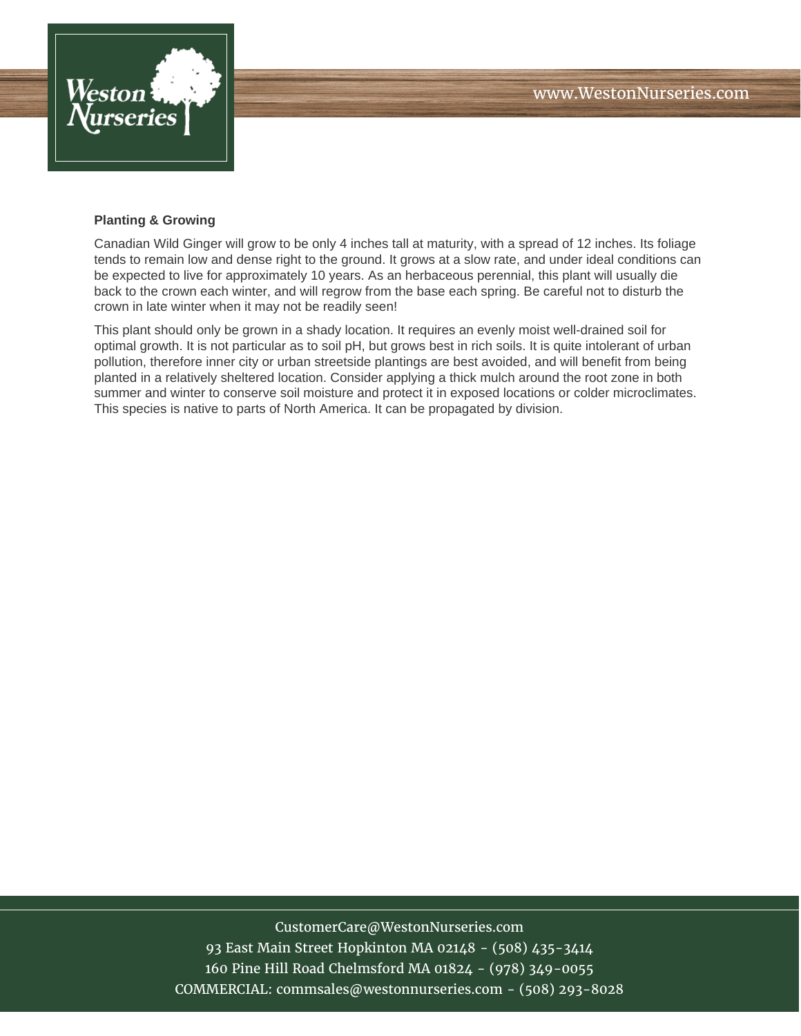**Planting & Growing**

Canadian Wild Ginger will grow to be only 4 inches tall at maturity, with a spread of 12 inches. Its foliage tends to remain low and dense right to the ground. It grows at a slow rate, and under ideal conditions can be expected to live for approximately 10 years. As an herbaceous perennial, this plant will usually die back to the crown each winter, and will regrow from the base each spring. Be careful not to disturb the crown in late winter when it may not be readily seen!

This plant should only be grown in a shady location. It requires an evenly moist well-drained soil for optimal growth. It is not particular as to soil pH, but grows best in rich soils. It is quite intolerant of urban pollution, therefore inner city or urban streetside plantings are best avoided, and will benefit from being planted in a relatively sheltered location. Consider applying a thick mulch around the root zone in both summer and winter to conserve soil moisture and protect it in exposed locations or colder microclimates. This species is native to parts of North America. It can be propagated by division.